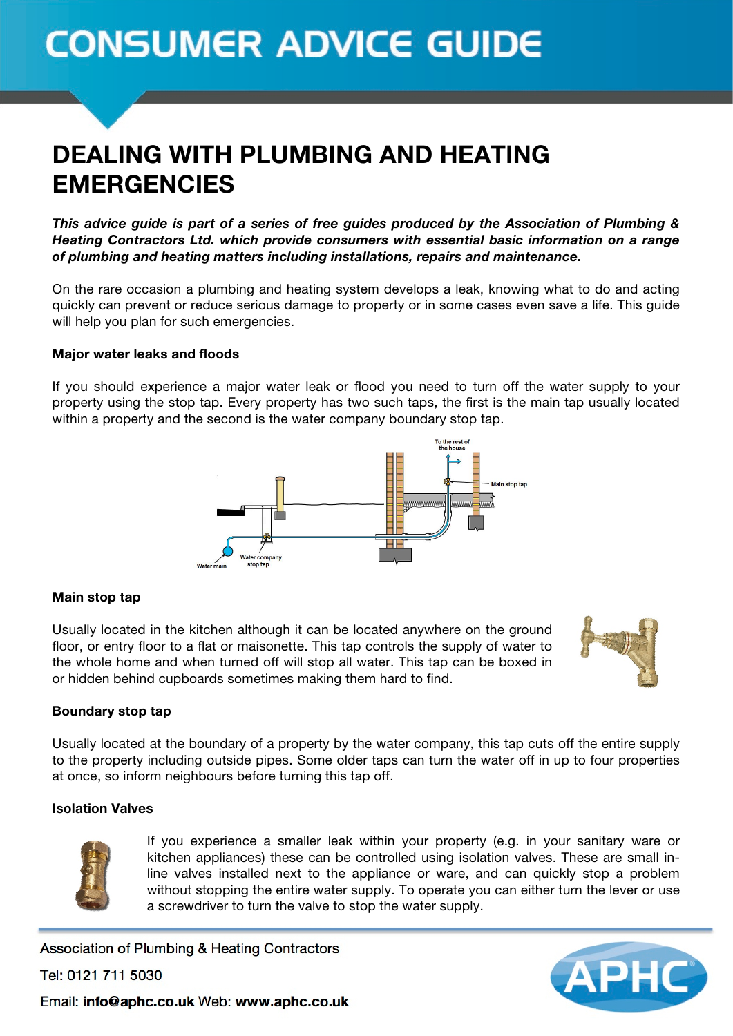# CONSUMER ADVICE GUIDE

## DEALING WITH PLUMBING AND HEATING EMERGENCIES

***This advice guide is part of a series of free guides produced by the Association of Plumbing & Heating Contractors Ltd. which provide consumers with essential basic information on a range of plumbing and heating matters including installations, repairs and maintenance.***

On the rare occasion a plumbing and heating system develops a leak, knowing what to do and acting quickly can prevent or reduce serious damage to property or in some cases even save a life. This guide will help you plan for such emergencies.

### Major water leaks and floods

If you should experience a major water leak or flood you need to turn off the water supply to your property using the stop tap. Every property has two such taps, the first is the main tap usually located within a property and the second is the water company boundary stop tap.

To the rest of the house

Main stop tap

Water main

Water company stop tap

### Main stop tap

Usually located in the kitchen although it can be located anywhere on the ground floor, or entry floor to a flat or maisonette. This tap controls the supply of water to the whole home and when turned off will stop all water. This tap can be boxed in or hidden behind cupboards sometimes making them hard to find.

### Boundary stop tap

Usually located at the boundary of a property by the water company, this tap cuts off the entire supply to the property including outside pipes. Some older taps can turn the water off in up to four properties at once, so inform neighbours before turning this tap off.

### Isolation Valves

If you experience a smaller leak within your property (e.g. in your sanitary ware or kitchen appliances) these can be controlled using isolation valves. These are small in-line valves installed next to the appliance or ware, and can quickly stop a problem without stopping the entire water supply. To operate you can either turn the lever or use a screwdriver to turn the valve to stop the water supply.

Association of Plumbing & Heating Contractors

Tel: 0121 711 5030

Email: **info@aphc.co.uk** Web: **www.aphc.co.uk**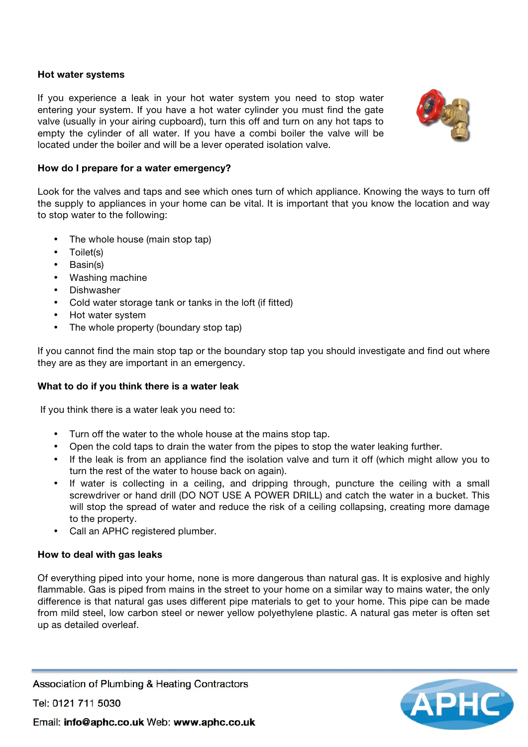**Hot water systems**

If you experience a leak in your hot water system you need to stop water entering your system. If you have a hot water cylinder you must find the gate valve (usually in your airing cupboard), turn this off and turn on any hot taps to empty the cylinder of all water. If you have a combi boiler the valve will be located under the boiler and will be a lever operated isolation valve.

**How do I prepare for a water emergency?**

Look for the valves and taps and see which ones turn of which appliance. Knowing the ways to turn off the supply to appliances in your home can be vital. It is important that you know the location and way to stop water to the following:

- The whole house (main stop tap)
- Toilet(s)
- Basin(s)
- Washing machine
- Dishwasher
- Cold water storage tank or tanks in the loft (if fitted)
- Hot water system
- The whole property (boundary stop tap)

If you cannot find the main stop tap or the boundary stop tap you should investigate and find out where they are as they are important in an emergency.

**What to do if you think there is a water leak**

If you think there is a water leak you need to:

- Turn off the water to the whole house at the mains stop tap.
- Open the cold taps to drain the water from the pipes to stop the water leaking further.
- If the leak is from an appliance find the isolation valve and turn it off (which might allow you to turn the rest of the water to house back on again).
- If water is collecting in a ceiling, and dripping through, puncture the ceiling with a small screwdriver or hand drill (DO NOT USE A POWER DRILL) and catch the water in a bucket. This will stop the spread of water and reduce the risk of a ceiling collapsing, creating more damage to the property.
- Call an APHC registered plumber.

**How to deal with gas leaks**

Of everything piped into your home, none is more dangerous than natural gas. It is explosive and highly flammable. Gas is piped from mains in the street to your home on a similar way to mains water, the only difference is that natural gas uses different pipe materials to get to your home. This pipe can be made from mild steel, low carbon steel or newer yellow polyethylene plastic. A natural gas meter is often set up as detailed overleaf.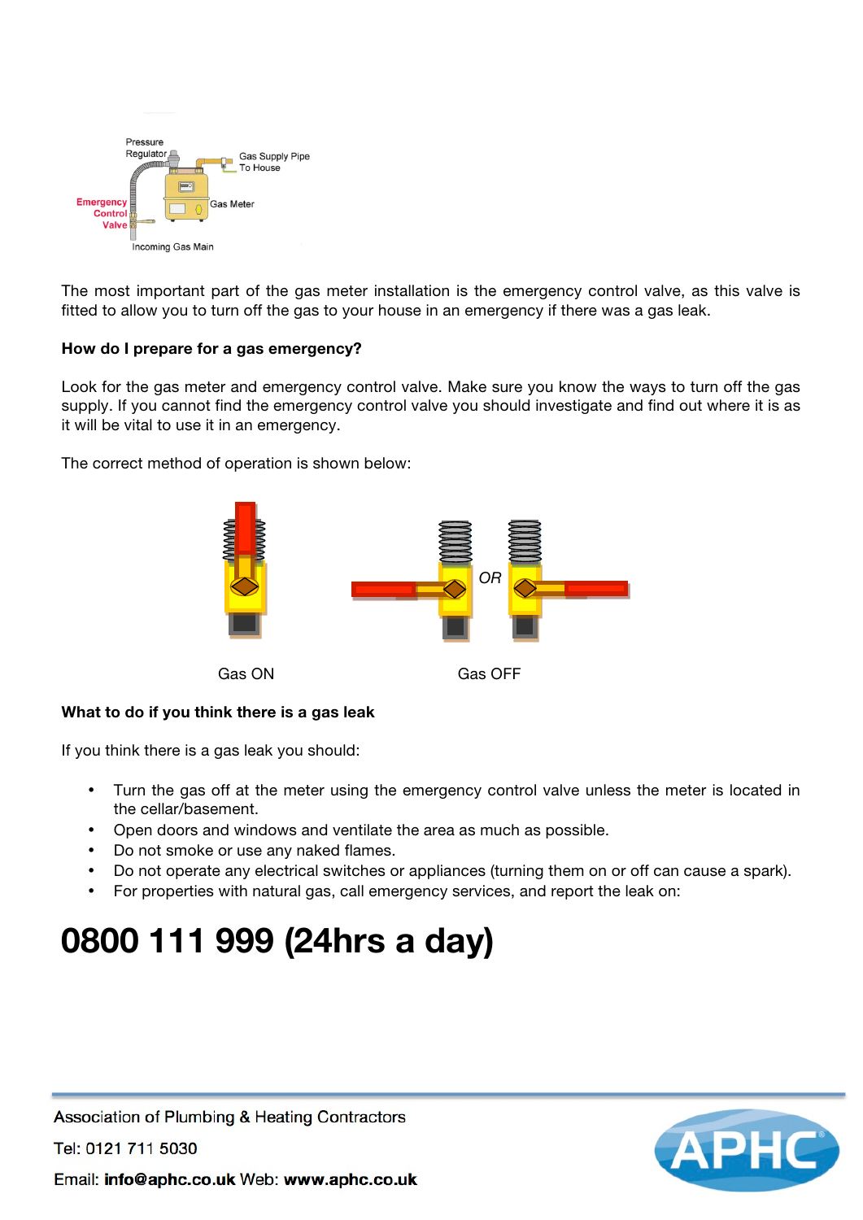Pressure Regulator

Gas Supply Pipe To House

Emergency Control Valve

Gas Meter

Incoming Gas Main

The most important part of the gas meter installation is the emergency control valve, as this valve is fitted to allow you to turn off the gas to your house in an emergency if there was a gas leak.

**How do I prepare for a gas emergency?**

Look for the gas meter and emergency control valve. Make sure you know the ways to turn off the gas supply. If you cannot find the emergency control valve you should investigate and find out where it is as it will be vital to use it in an emergency.

The correct method of operation is shown below:

Gas ON

*OR*

Gas OFF

**What to do if you think there is a gas leak**

If you think there is a gas leak you should:

- Turn the gas off at the meter using the emergency control valve unless the meter is located in the cellar/basement.
- Open doors and windows and ventilate the area as much as possible.
- Do not smoke or use any naked flames.
- Do not operate any electrical switches or appliances (turning them on or off can cause a spark).
- For properties with natural gas, call emergency services, and report the leak on:

# 0800 111 999 (24hrs a day)

Association of Plumbing & Heating Contractors

Tel: 0121 711 5030

Email: **info@aphc.co.uk** Web: **www.aphc.co.uk**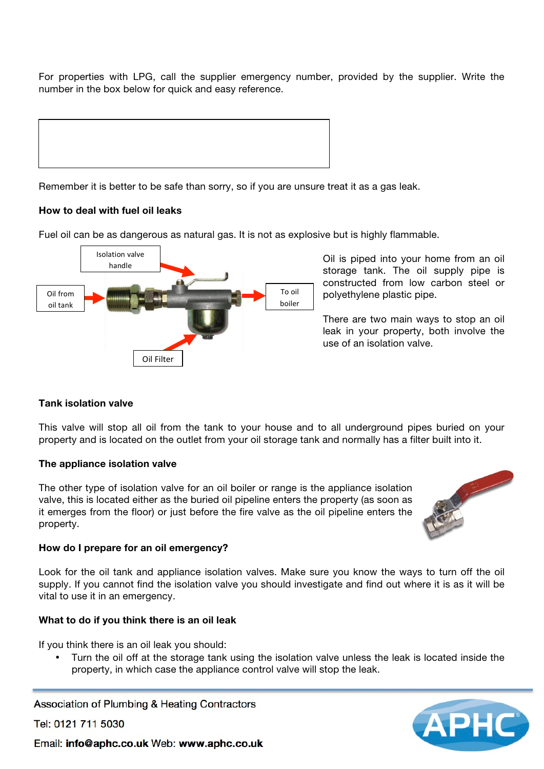For properties with LPG, call the supplier emergency number, provided by the supplier. Write the number in the box below for quick and easy reference.

|   |
|---|
|   |

Remember it is better to be safe than sorry, so if you are unsure treat it as a gas leak.

### How to deal with fuel oil leaks

Fuel oil can be as dangerous as natural gas. It is not as explosive but is highly flammable.

Isolation valve handle

Oil from oil tank

To oil boiler

Oil Filter

Oil is piped into your home from an oil storage tank. The oil supply pipe is constructed from low carbon steel or polyethylene plastic pipe.

There are two main ways to stop an oil leak in your property, both involve the use of an isolation valve.

### Tank isolation valve

This valve will stop all oil from the tank to your house and to all underground pipes buried on your property and is located on the outlet from your oil storage tank and normally has a filter built into it.

### The appliance isolation valve

The other type of isolation valve for an oil boiler or range is the appliance isolation valve, this is located either as the buried oil pipeline enters the property (as soon as it emerges from the floor) or just before the fire valve as the oil pipeline enters the property.

### How do I prepare for an oil emergency?

Look for the oil tank and appliance isolation valves. Make sure you know the ways to turn off the oil supply. If you cannot find the isolation valve you should investigate and find out where it is as it will be vital to use it in an emergency.

### What to do if you think there is an oil leak

If you think there is an oil leak you should:

- Turn the oil off at the storage tank using the isolation valve unless the leak is located inside the property, in which case the appliance control valve will stop the leak.

Association of Plumbing & Heating Contractors

Tel: 0121 711 5030

Email: **info@aphc.co.uk** Web: **www.aphc.co.uk**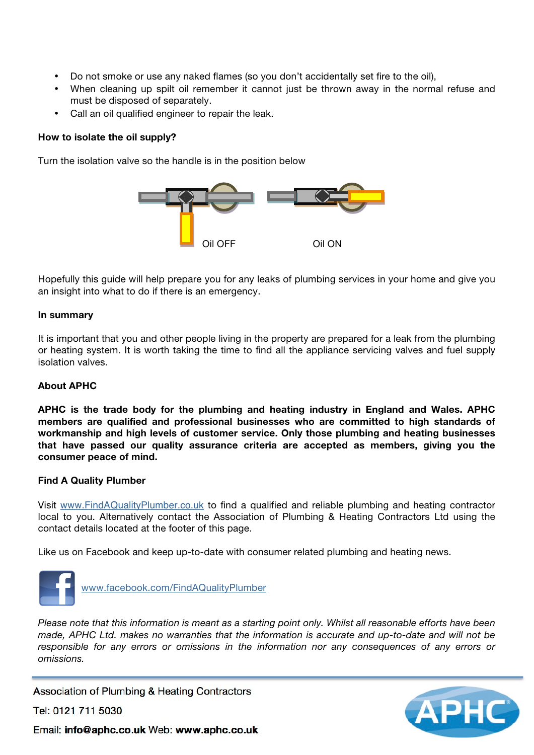- Do not smoke or use any naked flames (so you don't accidentally set fire to the oil),
- When cleaning up spilt oil remember it cannot just be thrown away in the normal refuse and must be disposed of separately.
- Call an oil qualified engineer to repair the leak.

**How to isolate the oil supply?**

Turn the isolation valve so the handle is in the position below

Oil OFF

Oil ON

Hopefully this guide will help prepare you for any leaks of plumbing services in your home and give you an insight into what to do if there is an emergency.

**In summary**

It is important that you and other people living in the property are prepared for a leak from the plumbing or heating system. It is worth taking the time to find all the appliance servicing valves and fuel supply isolation valves.

**About APHC**

**APHC is the trade body for the plumbing and heating industry in England and Wales. APHC members are qualified and professional businesses who are committed to high standards of workmanship and high levels of customer service. Only those plumbing and heating businesses that have passed our quality assurance criteria are accepted as members, giving you the consumer peace of mind.**

**Find A Quality Plumber**

Visit www.FindAQualityPlumber.co.uk to find a qualified and reliable plumbing and heating contractor local to you. Alternatively contact the Association of Plumbing & Heating Contractors Ltd using the contact details located at the footer of this page.

Like us on Facebook and keep up-to-date with consumer related plumbing and heating news.

www.facebook.com/FindAQualityPlumber

*Please note that this information is meant as a starting point only. Whilst all reasonable efforts have been made, APHC Ltd. makes no warranties that the information is accurate and up-to-date and will not be responsible for any errors or omissions in the information nor any consequences of any errors or omissions.*

Association of Plumbing & Heating Contractors

Tel: 0121 711 5030

Email: **info@aphc.co.uk** Web: **www.aphc.co.uk**